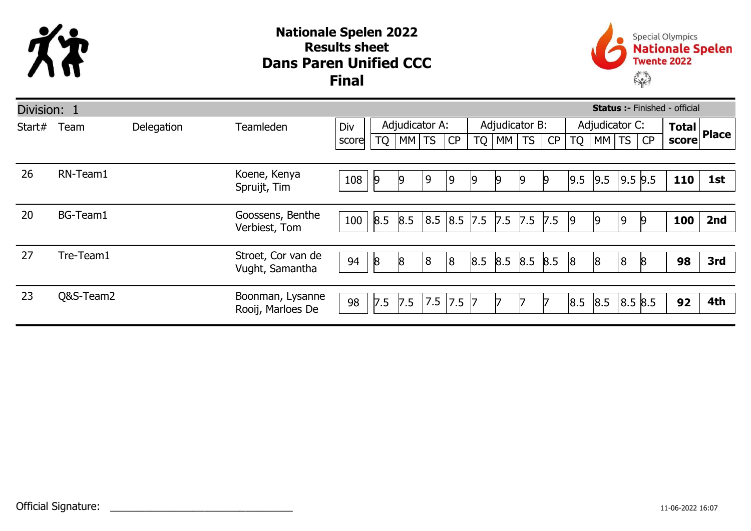# Nationale Spelen 2022
## Results sheet
## Dans Paren Unified CCC
## Final

Special Olympics Nationale Spelen Twente 2022

**Division:** 1 **Status :-** Finished - official

| Start# | Team | Delegation | Teamleden | Div score | Adjudicator A: | | | | Adjudicator B: | | | | Adjudicator C: | | | | Total score | Place |
|---|---|---|---|---|---|---|---|---|---|---|---|---|---|---|---|---|---|---|
| | | | | | TQ | MM | TS | CP | TQ | MM | TS | CP | TQ | MM | TS | CP | | |
| 26 | RN-Team1 | | Koene, Kenya<br>Spruijt, Tim | 108 | 9 | 9 | 9 | 9 | 9 | 9 | 9 | 9 | 9.5 | 9.5 | 9.5 | 9.5 | **110** | **1st** |
| 20 | BG-Team1 | | Goossens, Benthe<br>Verbiest, Tom | 100 | 8.5 | 8.5 | 8.5 | 8.5 | 7.5 | 7.5 | 7.5 | 7.5 | 9 | 9 | 9 | 9 | **100** | **2nd** |
| 27 | Tre-Team1 | | Stroet, Cor van de<br>Vught, Samantha | 94 | 8 | 8 | 8 | 8 | 8.5 | 8.5 | 8.5 | 8.5 | 8 | 8 | 8 | 8 | **98** | **3rd** |
| 23 | Q&S-Team2 | | Boonman, Lysanne<br>Rooij, Marloes De | 98 | 7.5 | 7.5 | 7.5 | 7.5 | 7 | 7 | 7 | 7 | 8.5 | 8.5 | 8.5 | 8.5 | **92** | **4th** |

Official Signature: ______________________________

11-06-2022 16:07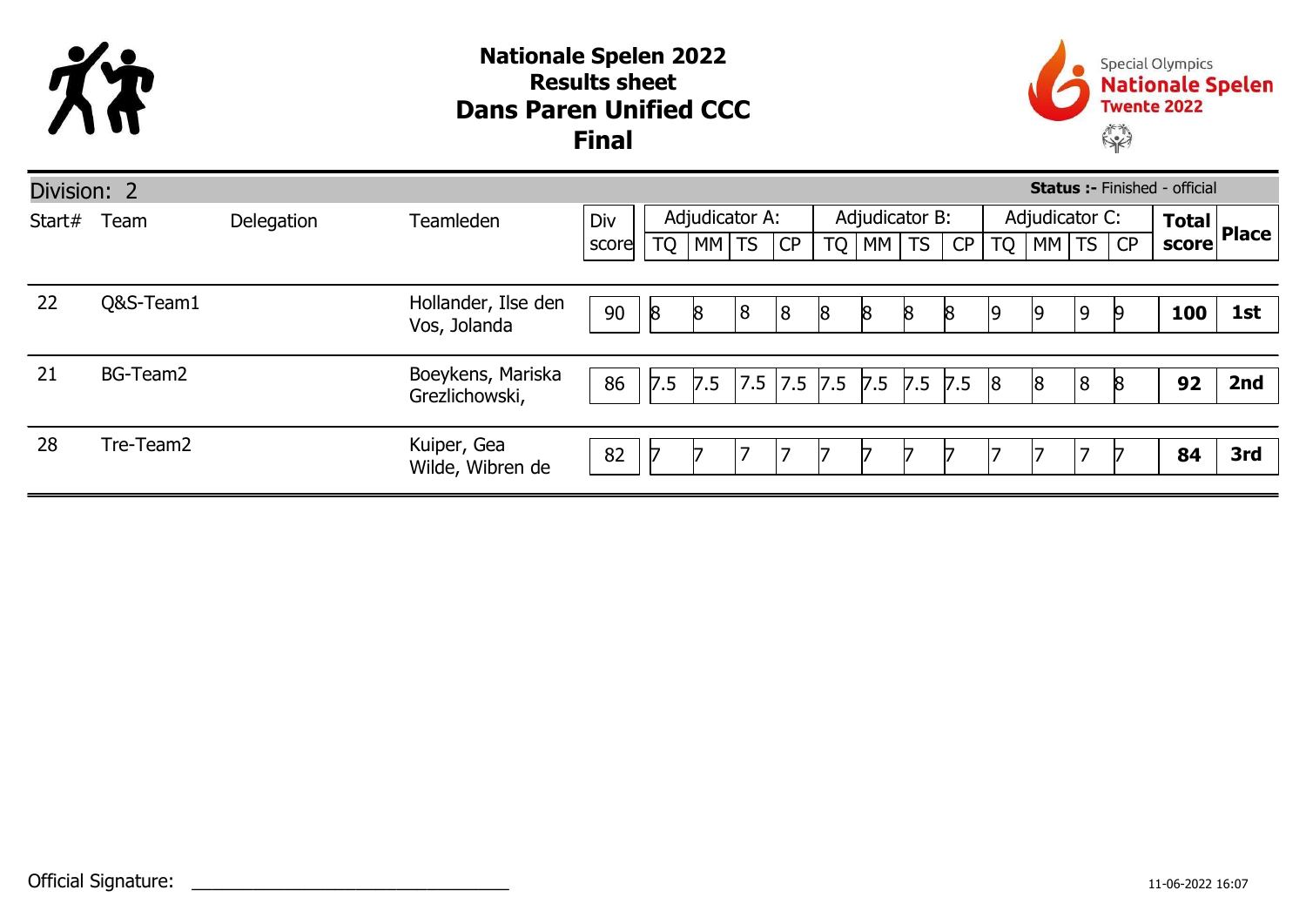# Nationale Spelen 2022
## Results sheet
## Dans Paren Unified CCC
## Final

Special Olympics
**Nationale Spelen**
**Twente 2022**

Division: 2 | **Status :-** Finished - official

| Start# | Team | Delegation | Teamleden | Div score | Adjudicator A: | | | | Adjudicator B: | | | | Adjudicator C: | | | | **Total score** | **Place** |
|---|---|---|---|---|---|---|---|---|---|---|---|---|---|---|---|---|---|---|
| | | | | | TQ | MM | TS | CP | TQ | MM | TS | CP | TQ | MM | TS | CP | | |
| 22 | Q&S-Team1 | | Hollander, Ilse den<br>Vos, Jolanda | 90 | 8 | 8 | 8 | 8 | 8 | 8 | 8 | 8 | 9 | 9 | 9 | 9 | **100** | **1st** |
| 21 | BG-Team2 | | Boeykens, Mariska<br>Grezlichowski, | 86 | 7.5 | 7.5 | 7.5 | 7.5 | 7.5 | 7.5 | 7.5 | 7.5 | 8 | 8 | 8 | 8 | **92** | **2nd** |
| 28 | Tre-Team2 | | Kuiper, Gea<br>Wilde, Wibren de | 82 | 7 | 7 | 7 | 7 | 7 | 7 | 7 | 7 | 7 | 7 | 7 | 7 | **84** | **3rd** |

Official Signature: ______________________________

11-06-2022 16:07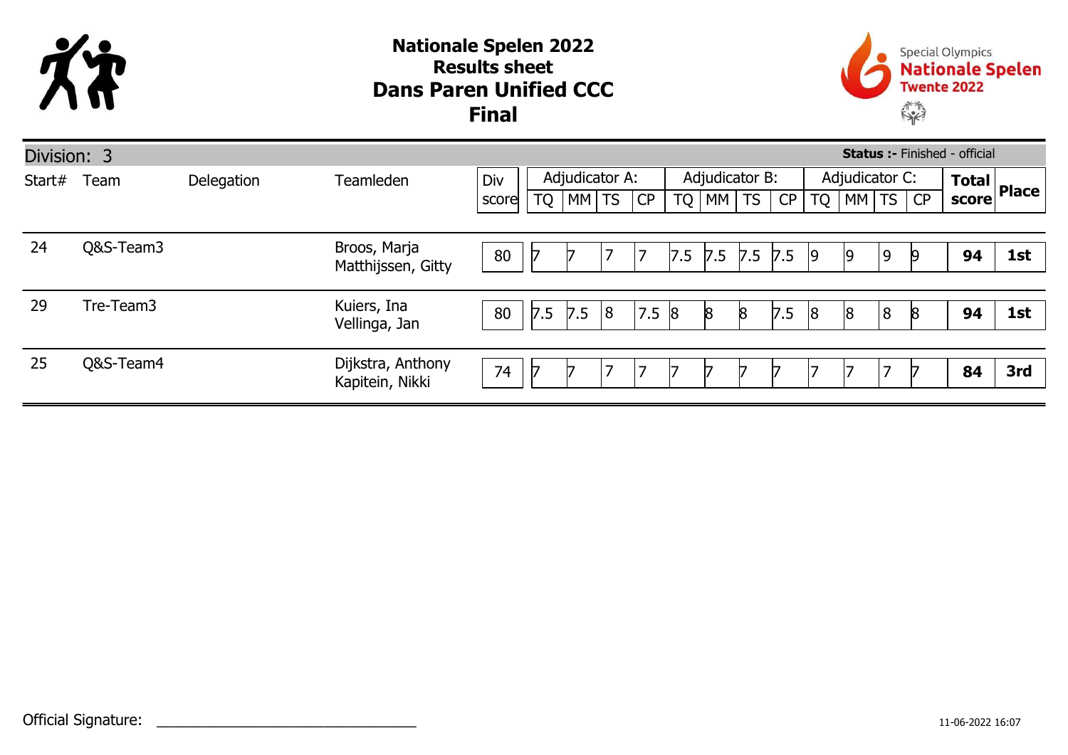# Nationale Spelen 2022
## Results sheet
## Dans Paren Unified CCC
## Final

Special Olympics **Nationale Spelen** Twente 2022

**Division: 3** — **Status :-** Finished - official

| Start# | Team | Delegation | Teamleden | Div score | Adjudicator A: | | | | Adjudicator B: | | | | Adjudicator C: | | | | Total score | Place |
|---|---|---|---|---|---|---|---|---|---|---|---|---|---|---|---|---|---|---|
| | | | | | TQ | MM | TS | CP | TQ | MM | TS | CP | TQ | MM | TS | CP | | |
| 24 | Q&S-Team3 | | Broos, Marja<br>Matthijssen, Gitty | 80 | 7 | 7 | 7 | 7 | 7.5 | 7.5 | 7.5 | 7.5 | 9 | 9 | 9 | 9 | **94** | **1st** |
| 29 | Tre-Team3 | | Kuiers, Ina<br>Vellinga, Jan | 80 | 7.5 | 7.5 | 8 | 7.5 | 8 | 8 | 8 | 7.5 | 8 | 8 | 8 | 8 | **94** | **1st** |
| 25 | Q&S-Team4 | | Dijkstra, Anthony<br>Kapitein, Nikki | 74 | 7 | 7 | 7 | 7 | 7 | 7 | 7 | 7 | 7 | 7 | 7 | 7 | **84** | **3rd** |

Official Signature: ______________________________

11-06-2022 16:07